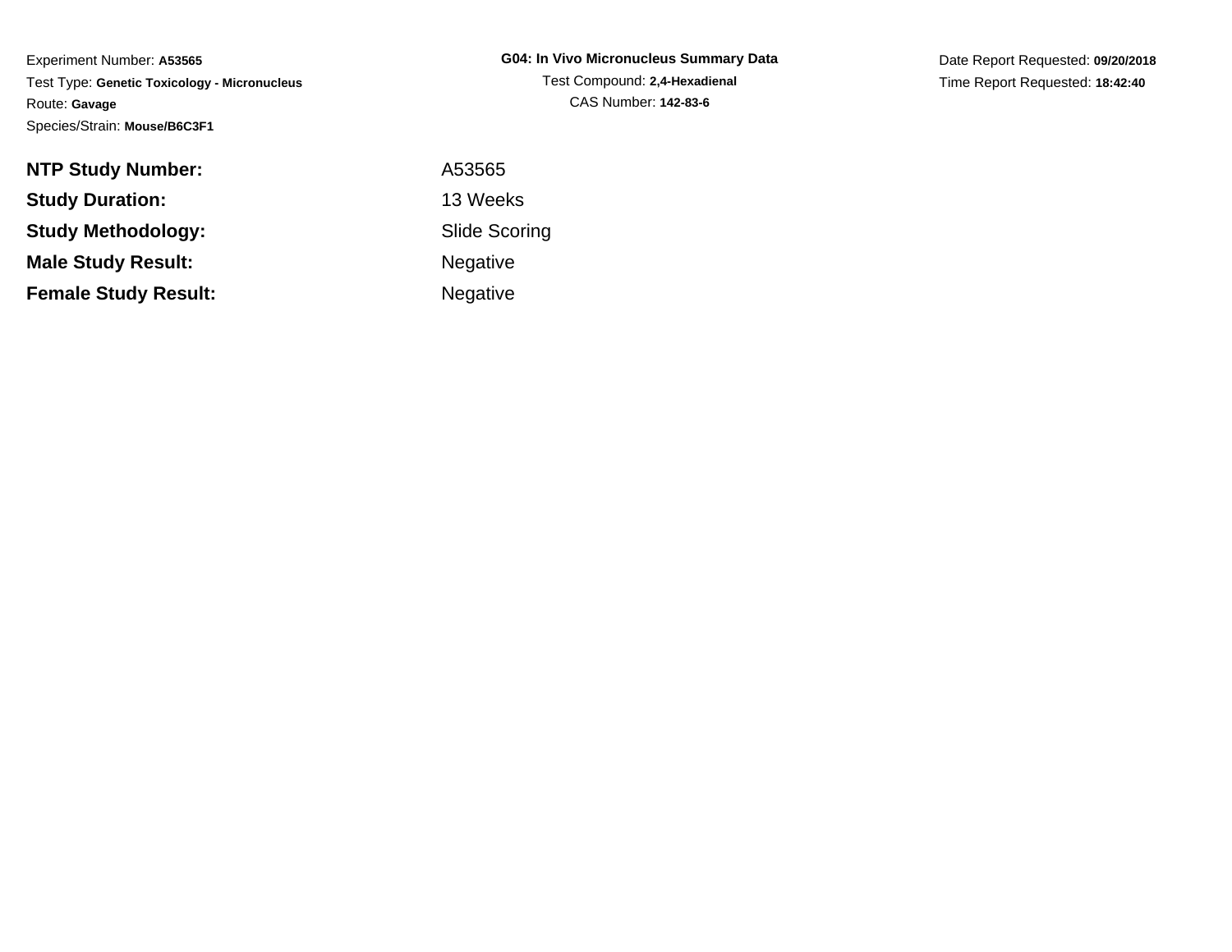Experiment Number: **A53565**
Test Type: **Genetic Toxicology - Micronucleus**
Route: **Gavage**
Species/Strain: **Mouse/B6C3F1**

**G04: In Vivo Micronucleus Summary Data**
Test Compound: **2,4-Hexadienal**
CAS Number: **142-83-6**

Date Report Requested: **09/20/2018**
Time Report Requested: **18:42:40**

| | |
|---|---|
| **NTP Study Number:** | A53565 |
| **Study Duration:** | 13 Weeks |
| **Study Methodology:** | Slide Scoring |
| **Male Study Result:** | Negative |
| **Female Study Result:** | Negative |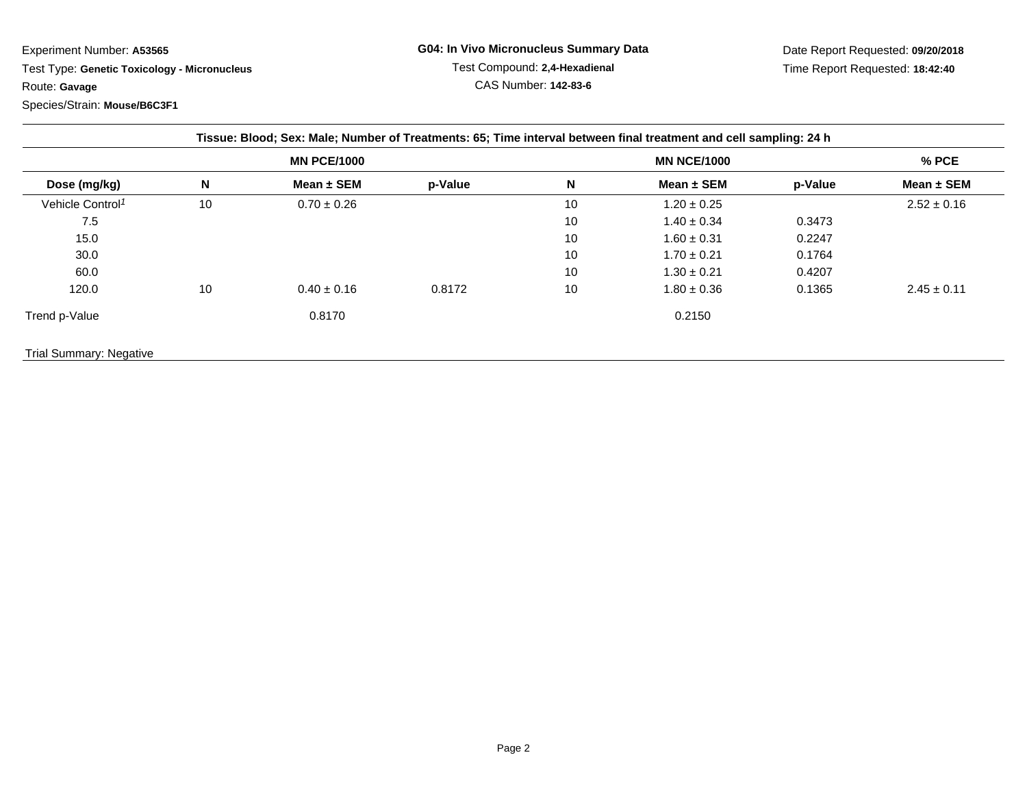Experiment Number: **A53565**

Test Type: **Genetic Toxicology - Micronucleus**

Route: **Gavage**

Species/Strain: **Mouse/B6C3F1**

**G04: In Vivo Micronucleus Summary Data**

Test Compound: **2,4-Hexadienal**

CAS Number: **142-83-6**

Date Report Requested: **09/20/2018**

Time Report Requested: **18:42:40**

**Tissue: Blood; Sex: Male; Number of Treatments: 65; Time interval between final treatment and cell sampling: 24 h**

| | MN PCE/1000 | | | MN NCE/1000 | | | % PCE |
|---|---|---|---|---|---|---|---|
| **Dose (mg/kg)** | **N** | **Mean ± SEM** | **p-Value** | **N** | **Mean ± SEM** | **p-Value** | **Mean ± SEM** |
| Vehicle Control[1] | 10 | 0.70 ± 0.26 | | 10 | 1.20 ± 0.25 | | 2.52 ± 0.16 |
| 7.5 | | | | 10 | 1.40 ± 0.34 | 0.3473 | |
| 15.0 | | | | 10 | 1.60 ± 0.31 | 0.2247 | |
| 30.0 | | | | 10 | 1.70 ± 0.21 | 0.1764 | |
| 60.0 | | | | 10 | 1.30 ± 0.21 | 0.4207 | |
| 120.0 | 10 | 0.40 ± 0.16 | 0.8172 | 10 | 1.80 ± 0.36 | 0.1365 | 2.45 ± 0.11 |
| Trend p-Value | | 0.8170 | | | 0.2150 | | |

Trial Summary: Negative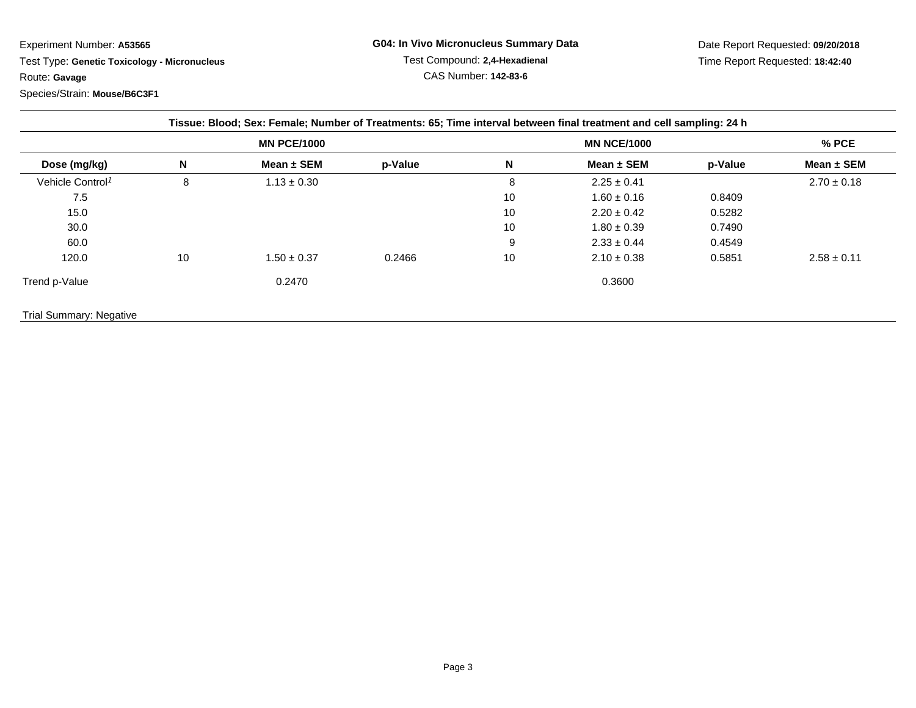Experiment Number: **A53565**

Test Type: **Genetic Toxicology - Micronucleus**

Route: **Gavage**

Species/Strain: **Mouse/B6C3F1**

**G04: In Vivo Micronucleus Summary Data**

Test Compound: **2,4-Hexadienal**

CAS Number: **142-83-6**

Date Report Requested: **09/20/2018**

Time Report Requested: **18:42:40**

| Tissue: Blood; Sex: Female; Number of Treatments: 65; Time interval between final treatment and cell sampling: 24 h | | | | | | | |
|---|---|---|---|---|---|---|---|
| | MN PCE/1000 | | | MN NCE/1000 | | | % PCE |
| Dose (mg/kg) | N | Mean ± SEM | p-Value | N | Mean ± SEM | p-Value | Mean ± SEM |
| Vehicle Control[1] | 8 | 1.13 ± 0.30 | | 8 | 2.25 ± 0.41 | | 2.70 ± 0.18 |
| 7.5 | | | | 10 | 1.60 ± 0.16 | 0.8409 | |
| 15.0 | | | | 10 | 2.20 ± 0.42 | 0.5282 | |
| 30.0 | | | | 10 | 1.80 ± 0.39 | 0.7490 | |
| 60.0 | | | | 9 | 2.33 ± 0.44 | 0.4549 | |
| 120.0 | 10 | 1.50 ± 0.37 | 0.2466 | 10 | 2.10 ± 0.38 | 0.5851 | 2.58 ± 0.11 |
| Trend p-Value | | 0.2470 | | | 0.3600 | | |

Trial Summary: Negative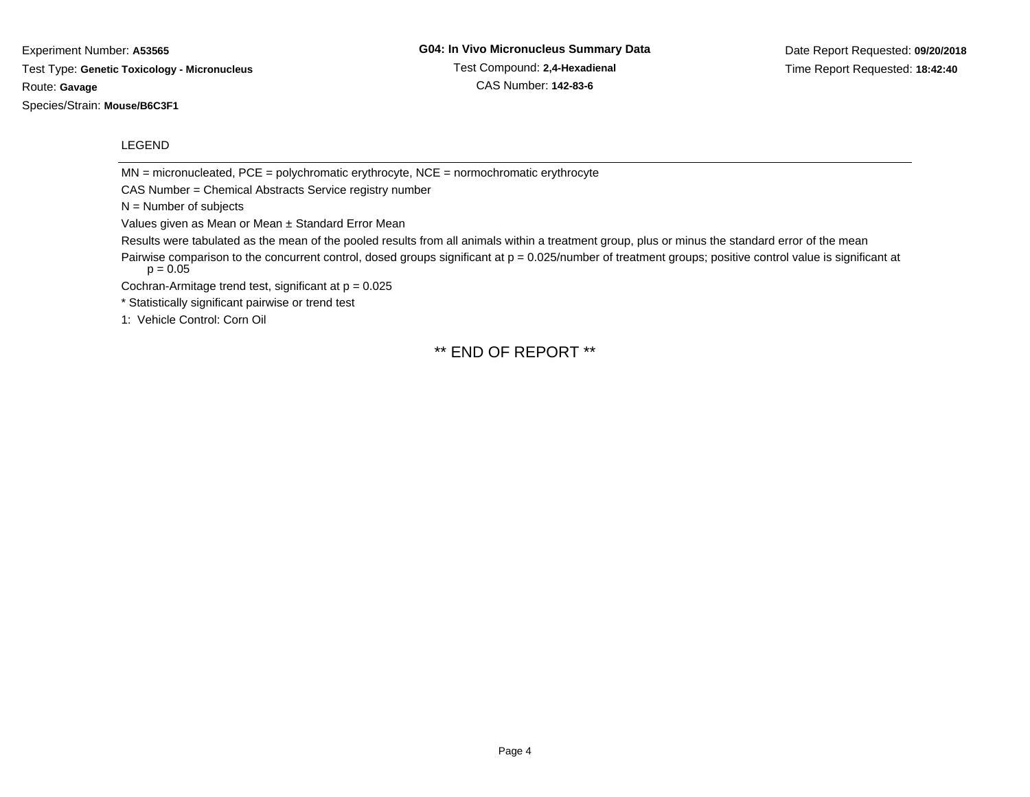Experiment Number: **A53565**

Test Type: **Genetic Toxicology - Micronucleus**

Route: **Gavage**

Species/Strain: **Mouse/B6C3F1**

**G04: In Vivo Micronucleus Summary Data**

Test Compound: **2,4-Hexadienal**

CAS Number: **142-83-6**

Date Report Requested: **09/20/2018**

Time Report Requested: **18:42:40**

LEGEND

MN = micronucleated, PCE = polychromatic erythrocyte, NCE = normochromatic erythrocyte

CAS Number = Chemical Abstracts Service registry number

N = Number of subjects

Values given as Mean or Mean ± Standard Error Mean

Results were tabulated as the mean of the pooled results from all animals within a treatment group, plus or minus the standard error of the mean

Pairwise comparison to the concurrent control, dosed groups significant at $p = 0.025$/number of treatment groups; positive control value is significant at $p = 0.05$

Cochran-Armitage trend test, significant at $p = 0.025$

* Statistically significant pairwise or trend test

1: Vehicle Control: Corn Oil

** END OF REPORT **